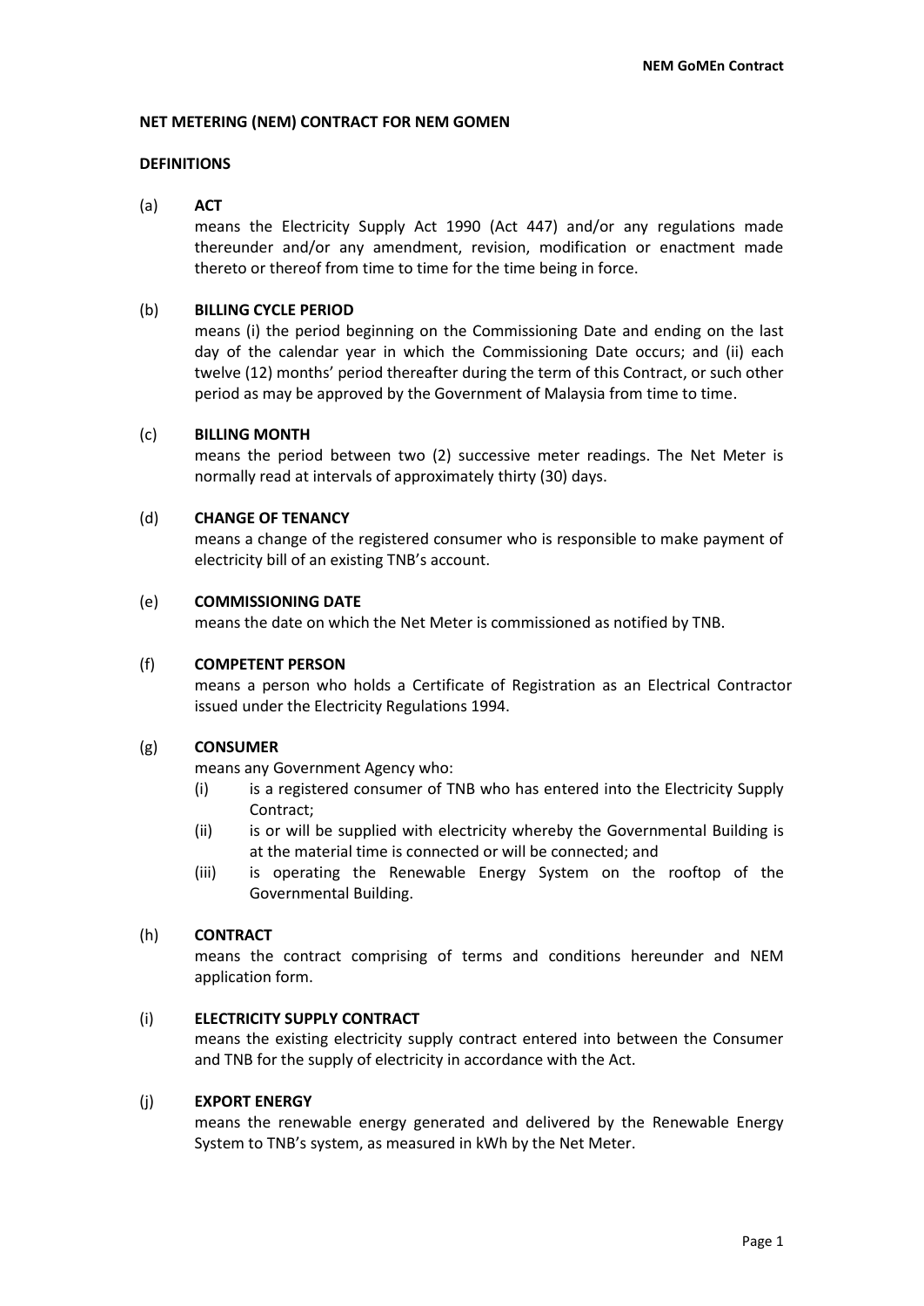# NET METERING (NEM) CONTRACT FOR NEM GOMEN

## DEFINITIONS

(a) **ACT**

means the Electricity Supply Act 1990 (Act 447) and/or any regulations made thereunder and/or any amendment, revision, modification or enactment made thereto or thereof from time to time for the time being in force.

(b) **BILLING CYCLE PERIOD**

means (i) the period beginning on the Commissioning Date and ending on the last day of the calendar year in which the Commissioning Date occurs; and (ii) each twelve (12) months' period thereafter during the term of this Contract, or such other period as may be approved by the Government of Malaysia from time to time.

(c) **BILLING MONTH**

means the period between two (2) successive meter readings. The Net Meter is normally read at intervals of approximately thirty (30) days.

(d) **CHANGE OF TENANCY**

means a change of the registered consumer who is responsible to make payment of electricity bill of an existing TNB's account.

(e) **COMMISSIONING DATE**

means the date on which the Net Meter is commissioned as notified by TNB.

(f) **COMPETENT PERSON**

means a person who holds a Certificate of Registration as an Electrical Contractor issued under the Electricity Regulations 1994.

(g) **CONSUMER**

means any Government Agency who:

(i) is a registered consumer of TNB who has entered into the Electricity Supply Contract;

(ii) is or will be supplied with electricity whereby the Governmental Building is at the material time is connected or will be connected; and

(iii) is operating the Renewable Energy System on the rooftop of the Governmental Building.

(h) **CONTRACT**

means the contract comprising of terms and conditions hereunder and NEM application form.

(i) **ELECTRICITY SUPPLY CONTRACT**

means the existing electricity supply contract entered into between the Consumer and TNB for the supply of electricity in accordance with the Act.

(j) **EXPORT ENERGY**

means the renewable energy generated and delivered by the Renewable Energy System to TNB's system, as measured in kWh by the Net Meter.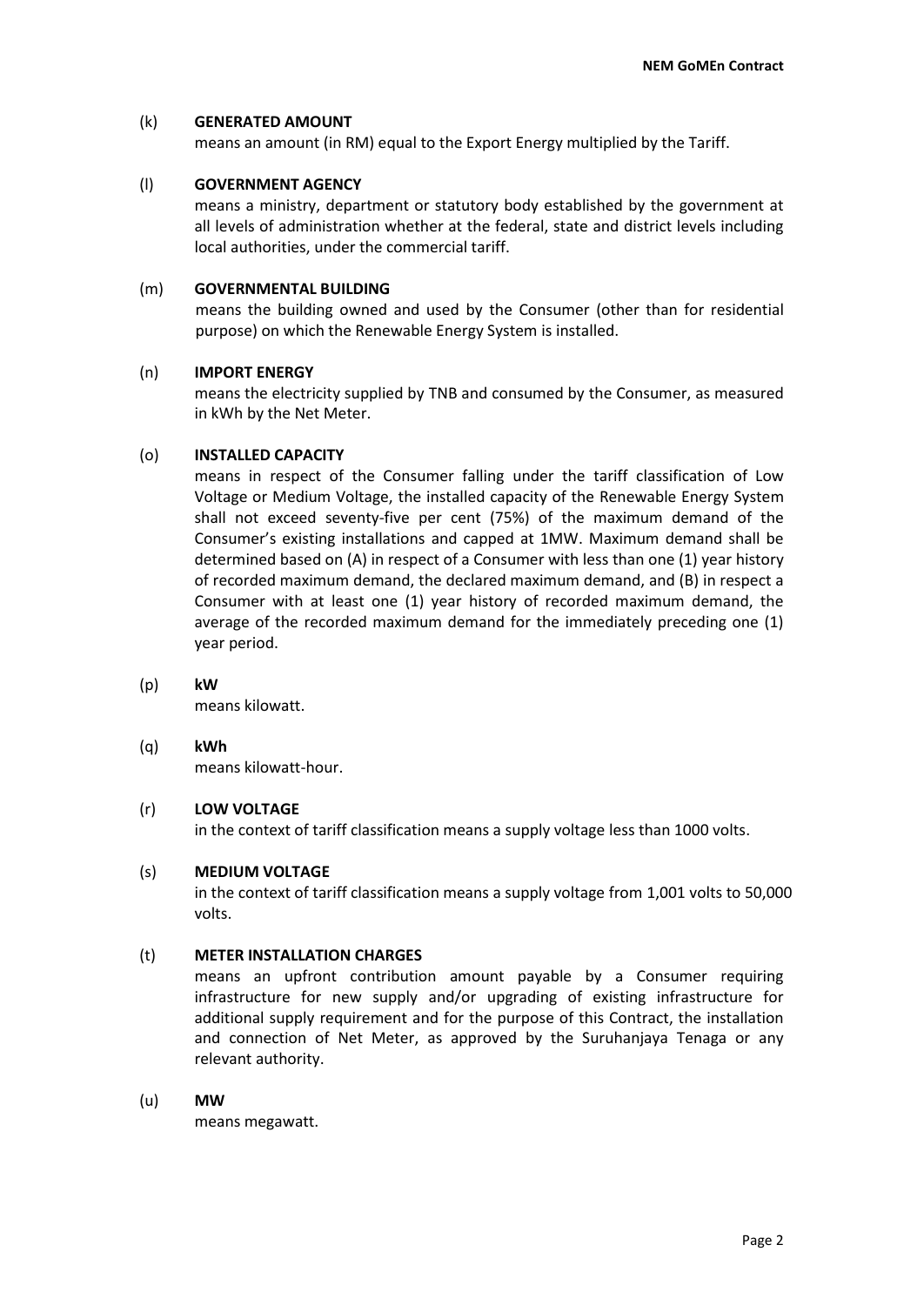(k) **GENERATED AMOUNT**

means an amount (in RM) equal to the Export Energy multiplied by the Tariff.

(l) **GOVERNMENT AGENCY**

means a ministry, department or statutory body established by the government at all levels of administration whether at the federal, state and district levels including local authorities, under the commercial tariff.

(m) **GOVERNMENTAL BUILDING**

means the building owned and used by the Consumer (other than for residential purpose) on which the Renewable Energy System is installed.

(n) **IMPORT ENERGY**

means the electricity supplied by TNB and consumed by the Consumer, as measured in kWh by the Net Meter.

(o) **INSTALLED CAPACITY**

means in respect of the Consumer falling under the tariff classification of Low Voltage or Medium Voltage, the installed capacity of the Renewable Energy System shall not exceed seventy-five per cent (75%) of the maximum demand of the Consumer's existing installations and capped at 1MW. Maximum demand shall be determined based on (A) in respect of a Consumer with less than one (1) year history of recorded maximum demand, the declared maximum demand, and (B) in respect a Consumer with at least one (1) year history of recorded maximum demand, the average of the recorded maximum demand for the immediately preceding one (1) year period.

(p) **kW**

means kilowatt.

(q) **kWh**

means kilowatt-hour.

(r) **LOW VOLTAGE**

in the context of tariff classification means a supply voltage less than 1000 volts.

(s) **MEDIUM VOLTAGE**

in the context of tariff classification means a supply voltage from 1,001 volts to 50,000 volts.

(t) **METER INSTALLATION CHARGES**

means an upfront contribution amount payable by a Consumer requiring infrastructure for new supply and/or upgrading of existing infrastructure for additional supply requirement and for the purpose of this Contract, the installation and connection of Net Meter, as approved by the Suruhanjaya Tenaga or any relevant authority.

(u) **MW**

means megawatt.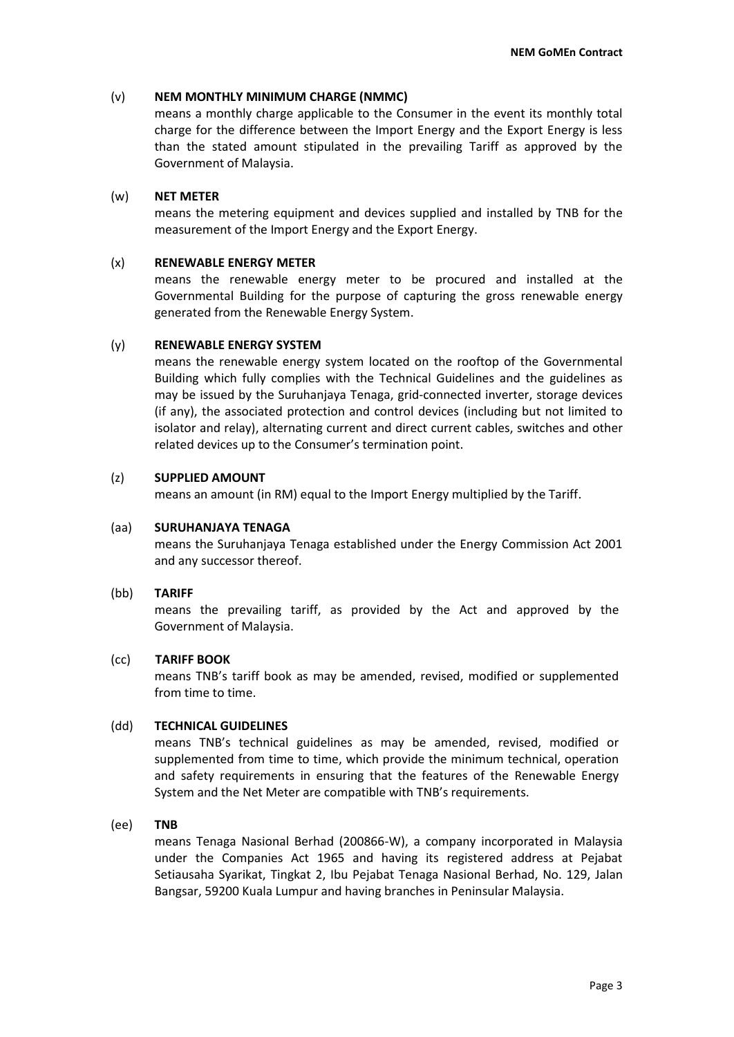(v) **NEM MONTHLY MINIMUM CHARGE (NMMC)**

means a monthly charge applicable to the Consumer in the event its monthly total charge for the difference between the Import Energy and the Export Energy is less than the stated amount stipulated in the prevailing Tariff as approved by the Government of Malaysia.

(w) **NET METER**

means the metering equipment and devices supplied and installed by TNB for the measurement of the Import Energy and the Export Energy.

(x) **RENEWABLE ENERGY METER**

means the renewable energy meter to be procured and installed at the Governmental Building for the purpose of capturing the gross renewable energy generated from the Renewable Energy System.

(y) **RENEWABLE ENERGY SYSTEM**

means the renewable energy system located on the rooftop of the Governmental Building which fully complies with the Technical Guidelines and the guidelines as may be issued by the Suruhanjaya Tenaga, grid-connected inverter, storage devices (if any), the associated protection and control devices (including but not limited to isolator and relay), alternating current and direct current cables, switches and other related devices up to the Consumer's termination point.

(z) **SUPPLIED AMOUNT**

means an amount (in RM) equal to the Import Energy multiplied by the Tariff.

(aa) **SURUHANJAYA TENAGA**

means the Suruhanjaya Tenaga established under the Energy Commission Act 2001 and any successor thereof.

(bb) **TARIFF**

means the prevailing tariff, as provided by the Act and approved by the Government of Malaysia.

(cc) **TARIFF BOOK**

means TNB's tariff book as may be amended, revised, modified or supplemented from time to time.

(dd) **TECHNICAL GUIDELINES**

means TNB's technical guidelines as may be amended, revised, modified or supplemented from time to time, which provide the minimum technical, operation and safety requirements in ensuring that the features of the Renewable Energy System and the Net Meter are compatible with TNB's requirements.

(ee) **TNB**

means Tenaga Nasional Berhad (200866-W), a company incorporated in Malaysia under the Companies Act 1965 and having its registered address at Pejabat Setiausaha Syarikat, Tingkat 2, Ibu Pejabat Tenaga Nasional Berhad, No. 129, Jalan Bangsar, 59200 Kuala Lumpur and having branches in Peninsular Malaysia.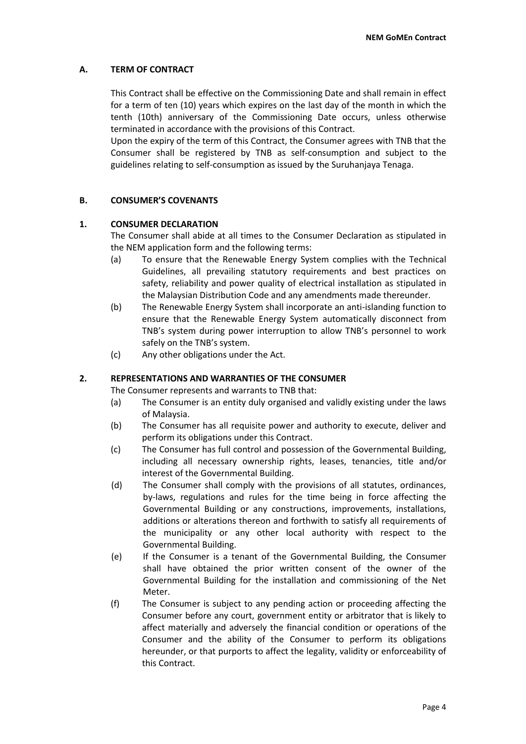## A. TERM OF CONTRACT

This Contract shall be effective on the Commissioning Date and shall remain in effect for a term of ten (10) years which expires on the last day of the month in which the tenth (10th) anniversary of the Commissioning Date occurs, unless otherwise terminated in accordance with the provisions of this Contract.

Upon the expiry of the term of this Contract, the Consumer agrees with TNB that the Consumer shall be registered by TNB as self-consumption and subject to the guidelines relating to self-consumption as issued by the Suruhanjaya Tenaga.

## B. CONSUMER'S COVENANTS

### 1. CONSUMER DECLARATION

The Consumer shall abide at all times to the Consumer Declaration as stipulated in the NEM application form and the following terms:

(a) To ensure that the Renewable Energy System complies with the Technical Guidelines, all prevailing statutory requirements and best practices on safety, reliability and power quality of electrical installation as stipulated in the Malaysian Distribution Code and any amendments made thereunder.

(b) The Renewable Energy System shall incorporate an anti-islanding function to ensure that the Renewable Energy System automatically disconnect from TNB's system during power interruption to allow TNB's personnel to work safely on the TNB's system.

(c) Any other obligations under the Act.

### 2. REPRESENTATIONS AND WARRANTIES OF THE CONSUMER

The Consumer represents and warrants to TNB that:

(a) The Consumer is an entity duly organised and validly existing under the laws of Malaysia.

(b) The Consumer has all requisite power and authority to execute, deliver and perform its obligations under this Contract.

(c) The Consumer has full control and possession of the Governmental Building, including all necessary ownership rights, leases, tenancies, title and/or interest of the Governmental Building.

(d) The Consumer shall comply with the provisions of all statutes, ordinances, by-laws, regulations and rules for the time being in force affecting the Governmental Building or any constructions, improvements, installations, additions or alterations thereon and forthwith to satisfy all requirements of the municipality or any other local authority with respect to the Governmental Building.

(e) If the Consumer is a tenant of the Governmental Building, the Consumer shall have obtained the prior written consent of the owner of the Governmental Building for the installation and commissioning of the Net Meter.

(f) The Consumer is subject to any pending action or proceeding affecting the Consumer before any court, government entity or arbitrator that is likely to affect materially and adversely the financial condition or operations of the Consumer and the ability of the Consumer to perform its obligations hereunder, or that purports to affect the legality, validity or enforceability of this Contract.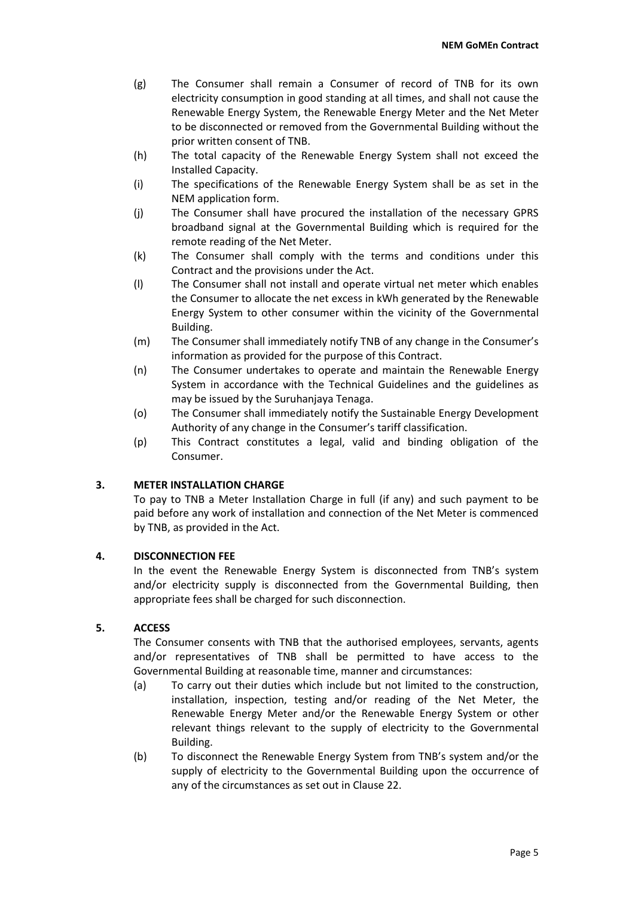(g) The Consumer shall remain a Consumer of record of TNB for its own electricity consumption in good standing at all times, and shall not cause the Renewable Energy System, the Renewable Energy Meter and the Net Meter to be disconnected or removed from the Governmental Building without the prior written consent of TNB.

(h) The total capacity of the Renewable Energy System shall not exceed the Installed Capacity.

(i) The specifications of the Renewable Energy System shall be as set in the NEM application form.

(j) The Consumer shall have procured the installation of the necessary GPRS broadband signal at the Governmental Building which is required for the remote reading of the Net Meter.

(k) The Consumer shall comply with the terms and conditions under this Contract and the provisions under the Act.

(l) The Consumer shall not install and operate virtual net meter which enables the Consumer to allocate the net excess in kWh generated by the Renewable Energy System to other consumer within the vicinity of the Governmental Building.

(m) The Consumer shall immediately notify TNB of any change in the Consumer's information as provided for the purpose of this Contract.

(n) The Consumer undertakes to operate and maintain the Renewable Energy System in accordance with the Technical Guidelines and the guidelines as may be issued by the Suruhanjaya Tenaga.

(o) The Consumer shall immediately notify the Sustainable Energy Development Authority of any change in the Consumer's tariff classification.

(p) This Contract constitutes a legal, valid and binding obligation of the Consumer.

## 3. METER INSTALLATION CHARGE

To pay to TNB a Meter Installation Charge in full (if any) and such payment to be paid before any work of installation and connection of the Net Meter is commenced by TNB, as provided in the Act.

## 4. DISCONNECTION FEE

In the event the Renewable Energy System is disconnected from TNB's system and/or electricity supply is disconnected from the Governmental Building, then appropriate fees shall be charged for such disconnection.

## 5. ACCESS

The Consumer consents with TNB that the authorised employees, servants, agents and/or representatives of TNB shall be permitted to have access to the Governmental Building at reasonable time, manner and circumstances:

(a) To carry out their duties which include but not limited to the construction, installation, inspection, testing and/or reading of the Net Meter, the Renewable Energy Meter and/or the Renewable Energy System or other relevant things relevant to the supply of electricity to the Governmental Building.

(b) To disconnect the Renewable Energy System from TNB's system and/or the supply of electricity to the Governmental Building upon the occurrence of any of the circumstances as set out in Clause 22.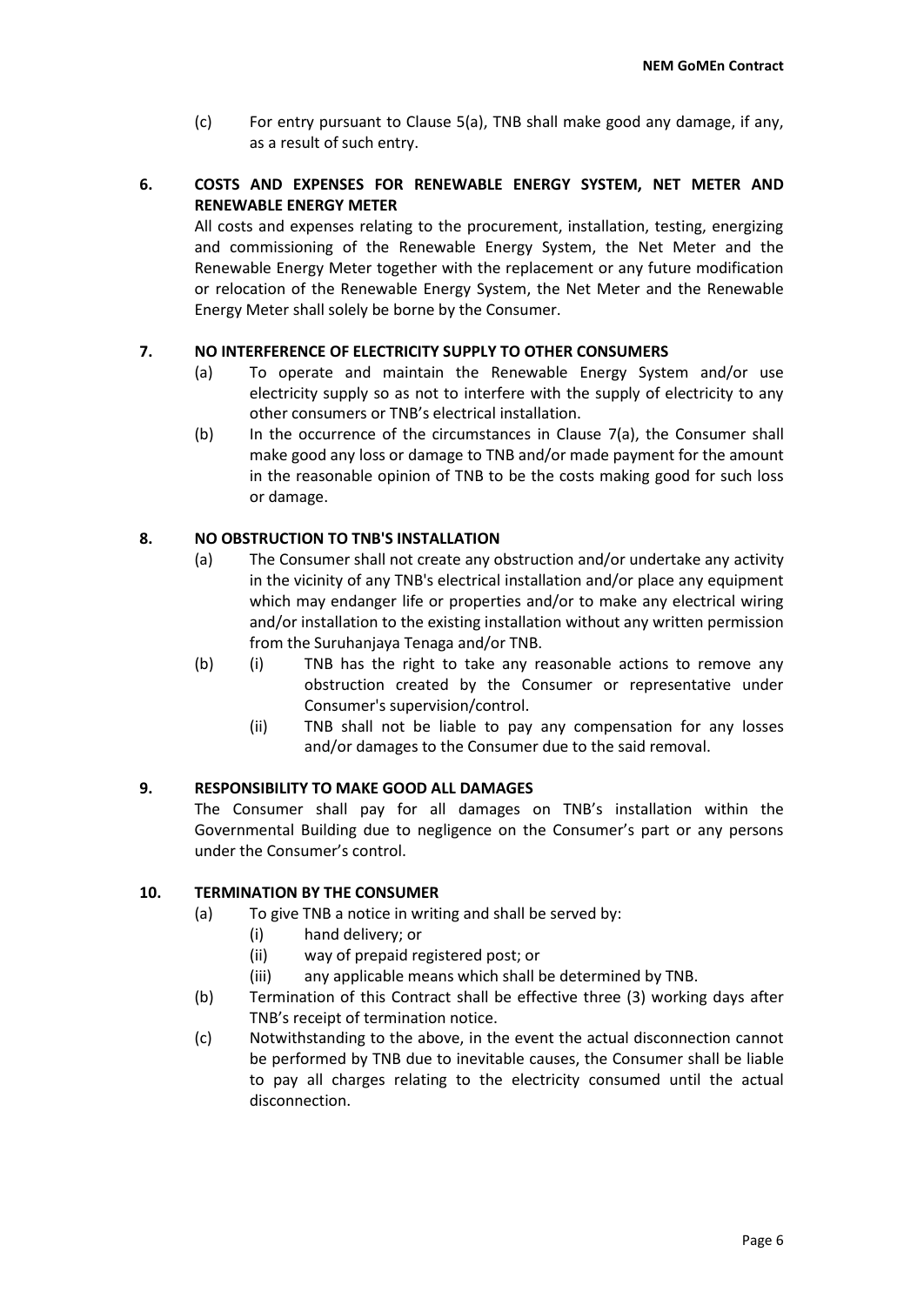(c) For entry pursuant to Clause 5(a), TNB shall make good any damage, if any, as a result of such entry.

## 6. COSTS AND EXPENSES FOR RENEWABLE ENERGY SYSTEM, NET METER AND RENEWABLE ENERGY METER

All costs and expenses relating to the procurement, installation, testing, energizing and commissioning of the Renewable Energy System, the Net Meter and the Renewable Energy Meter together with the replacement or any future modification or relocation of the Renewable Energy System, the Net Meter and the Renewable Energy Meter shall solely be borne by the Consumer.

## 7. NO INTERFERENCE OF ELECTRICITY SUPPLY TO OTHER CONSUMERS

(a) To operate and maintain the Renewable Energy System and/or use electricity supply so as not to interfere with the supply of electricity to any other consumers or TNB's electrical installation.

(b) In the occurrence of the circumstances in Clause 7(a), the Consumer shall make good any loss or damage to TNB and/or made payment for the amount in the reasonable opinion of TNB to be the costs making good for such loss or damage.

## 8. NO OBSTRUCTION TO TNB'S INSTALLATION

(a) The Consumer shall not create any obstruction and/or undertake any activity in the vicinity of any TNB's electrical installation and/or place any equipment which may endanger life or properties and/or to make any electrical wiring and/or installation to the existing installation without any written permission from the Suruhanjaya Tenaga and/or TNB.

(b) (i) TNB has the right to take any reasonable actions to remove any obstruction created by the Consumer or representative under Consumer's supervision/control.

(ii) TNB shall not be liable to pay any compensation for any losses and/or damages to the Consumer due to the said removal.

## 9. RESPONSIBILITY TO MAKE GOOD ALL DAMAGES

The Consumer shall pay for all damages on TNB's installation within the Governmental Building due to negligence on the Consumer's part or any persons under the Consumer's control.

## 10. TERMINATION BY THE CONSUMER

(a) To give TNB a notice in writing and shall be served by:

(i) hand delivery; or

(ii) way of prepaid registered post; or

(iii) any applicable means which shall be determined by TNB.

(b) Termination of this Contract shall be effective three (3) working days after TNB's receipt of termination notice.

(c) Notwithstanding to the above, in the event the actual disconnection cannot be performed by TNB due to inevitable causes, the Consumer shall be liable to pay all charges relating to the electricity consumed until the actual disconnection.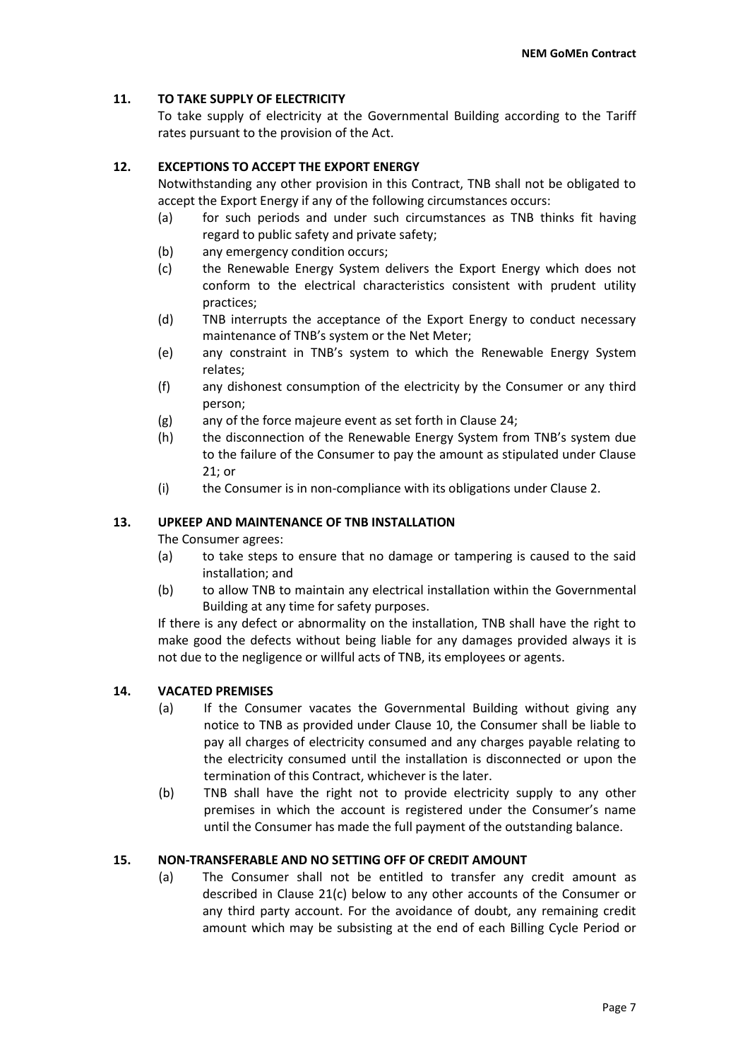## 11. TO TAKE SUPPLY OF ELECTRICITY

To take supply of electricity at the Governmental Building according to the Tariff rates pursuant to the provision of the Act.

## 12. EXCEPTIONS TO ACCEPT THE EXPORT ENERGY

Notwithstanding any other provision in this Contract, TNB shall not be obligated to accept the Export Energy if any of the following circumstances occurs:

(a) for such periods and under such circumstances as TNB thinks fit having regard to public safety and private safety;

(b) any emergency condition occurs;

(c) the Renewable Energy System delivers the Export Energy which does not conform to the electrical characteristics consistent with prudent utility practices;

(d) TNB interrupts the acceptance of the Export Energy to conduct necessary maintenance of TNB's system or the Net Meter;

(e) any constraint in TNB's system to which the Renewable Energy System relates;

(f) any dishonest consumption of the electricity by the Consumer or any third person;

(g) any of the force majeure event as set forth in Clause 24;

(h) the disconnection of the Renewable Energy System from TNB's system due to the failure of the Consumer to pay the amount as stipulated under Clause 21; or

(i) the Consumer is in non-compliance with its obligations under Clause 2.

## 13. UPKEEP AND MAINTENANCE OF TNB INSTALLATION

The Consumer agrees:

(a) to take steps to ensure that no damage or tampering is caused to the said installation; and

(b) to allow TNB to maintain any electrical installation within the Governmental Building at any time for safety purposes.

If there is any defect or abnormality on the installation, TNB shall have the right to make good the defects without being liable for any damages provided always it is not due to the negligence or willful acts of TNB, its employees or agents.

## 14. VACATED PREMISES

(a) If the Consumer vacates the Governmental Building without giving any notice to TNB as provided under Clause 10, the Consumer shall be liable to pay all charges of electricity consumed and any charges payable relating to the electricity consumed until the installation is disconnected or upon the termination of this Contract, whichever is the later.

(b) TNB shall have the right not to provide electricity supply to any other premises in which the account is registered under the Consumer's name until the Consumer has made the full payment of the outstanding balance.

## 15. NON-TRANSFERABLE AND NO SETTING OFF OF CREDIT AMOUNT

(a) The Consumer shall not be entitled to transfer any credit amount as described in Clause 21(c) below to any other accounts of the Consumer or any third party account. For the avoidance of doubt, any remaining credit amount which may be subsisting at the end of each Billing Cycle Period or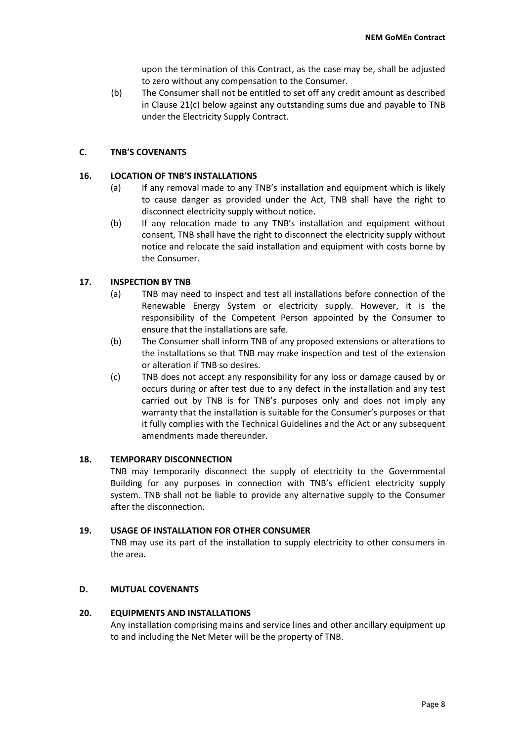upon the termination of this Contract, as the case may be, shall be adjusted to zero without any compensation to the Consumer.

(b) The Consumer shall not be entitled to set off any credit amount as described in Clause 21(c) below against any outstanding sums due and payable to TNB under the Electricity Supply Contract.

## C. TNB'S COVENANTS

### 16. LOCATION OF TNB'S INSTALLATIONS

(a) If any removal made to any TNB's installation and equipment which is likely to cause danger as provided under the Act, TNB shall have the right to disconnect electricity supply without notice.

(b) If any relocation made to any TNB's installation and equipment without consent, TNB shall have the right to disconnect the electricity supply without notice and relocate the said installation and equipment with costs borne by the Consumer.

### 17. INSPECTION BY TNB

(a) TNB may need to inspect and test all installations before connection of the Renewable Energy System or electricity supply. However, it is the responsibility of the Competent Person appointed by the Consumer to ensure that the installations are safe.

(b) The Consumer shall inform TNB of any proposed extensions or alterations to the installations so that TNB may make inspection and test of the extension or alteration if TNB so desires.

(c) TNB does not accept any responsibility for any loss or damage caused by or occurs during or after test due to any defect in the installation and any test carried out by TNB is for TNB's purposes only and does not imply any warranty that the installation is suitable for the Consumer's purposes or that it fully complies with the Technical Guidelines and the Act or any subsequent amendments made thereunder.

### 18. TEMPORARY DISCONNECTION

TNB may temporarily disconnect the supply of electricity to the Governmental Building for any purposes in connection with TNB's efficient electricity supply system. TNB shall not be liable to provide any alternative supply to the Consumer after the disconnection.

### 19. USAGE OF INSTALLATION FOR OTHER CONSUMER

TNB may use its part of the installation to supply electricity to other consumers in the area.

## D. MUTUAL COVENANTS

### 20. EQUIPMENTS AND INSTALLATIONS

Any installation comprising mains and service lines and other ancillary equipment up to and including the Net Meter will be the property of TNB.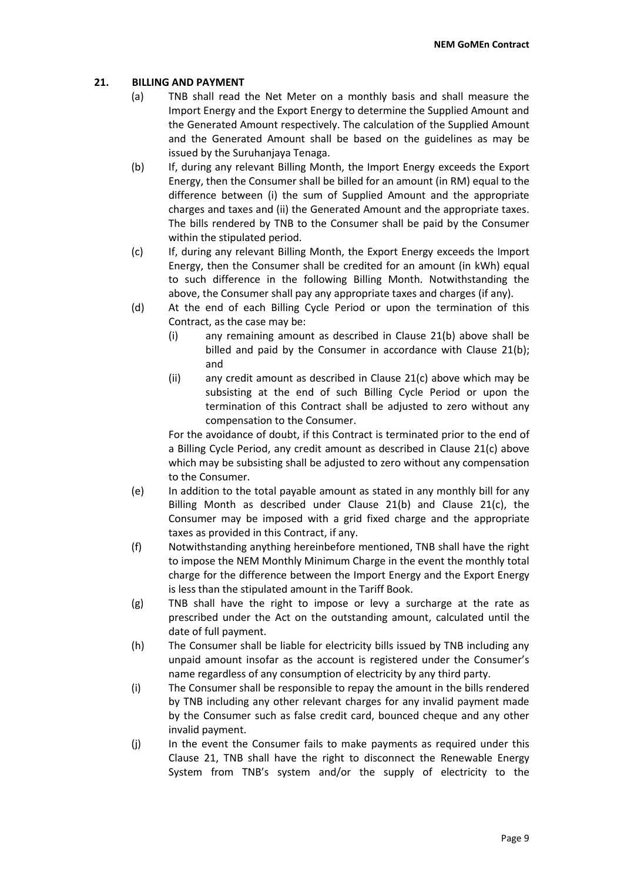## 21. BILLING AND PAYMENT

(a) TNB shall read the Net Meter on a monthly basis and shall measure the Import Energy and the Export Energy to determine the Supplied Amount and the Generated Amount respectively. The calculation of the Supplied Amount and the Generated Amount shall be based on the guidelines as may be issued by the Suruhanjaya Tenaga.

(b) If, during any relevant Billing Month, the Import Energy exceeds the Export Energy, then the Consumer shall be billed for an amount (in RM) equal to the difference between (i) the sum of Supplied Amount and the appropriate charges and taxes and (ii) the Generated Amount and the appropriate taxes. The bills rendered by TNB to the Consumer shall be paid by the Consumer within the stipulated period.

(c) If, during any relevant Billing Month, the Export Energy exceeds the Import Energy, then the Consumer shall be credited for an amount (in kWh) equal to such difference in the following Billing Month. Notwithstanding the above, the Consumer shall pay any appropriate taxes and charges (if any).

(d) At the end of each Billing Cycle Period or upon the termination of this Contract, as the case may be:

   (i) any remaining amount as described in Clause 21(b) above shall be billed and paid by the Consumer in accordance with Clause 21(b); and

   (ii) any credit amount as described in Clause 21(c) above which may be subsisting at the end of such Billing Cycle Period or upon the termination of this Contract shall be adjusted to zero without any compensation to the Consumer.

   For the avoidance of doubt, if this Contract is terminated prior to the end of a Billing Cycle Period, any credit amount as described in Clause 21(c) above which may be subsisting shall be adjusted to zero without any compensation to the Consumer.

(e) In addition to the total payable amount as stated in any monthly bill for any Billing Month as described under Clause 21(b) and Clause 21(c), the Consumer may be imposed with a grid fixed charge and the appropriate taxes as provided in this Contract, if any.

(f) Notwithstanding anything hereinbefore mentioned, TNB shall have the right to impose the NEM Monthly Minimum Charge in the event the monthly total charge for the difference between the Import Energy and the Export Energy is less than the stipulated amount in the Tariff Book.

(g) TNB shall have the right to impose or levy a surcharge at the rate as prescribed under the Act on the outstanding amount, calculated until the date of full payment.

(h) The Consumer shall be liable for electricity bills issued by TNB including any unpaid amount insofar as the account is registered under the Consumer's name regardless of any consumption of electricity by any third party.

(i) The Consumer shall be responsible to repay the amount in the bills rendered by TNB including any other relevant charges for any invalid payment made by the Consumer such as false credit card, bounced cheque and any other invalid payment.

(j) In the event the Consumer fails to make payments as required under this Clause 21, TNB shall have the right to disconnect the Renewable Energy System from TNB's system and/or the supply of electricity to the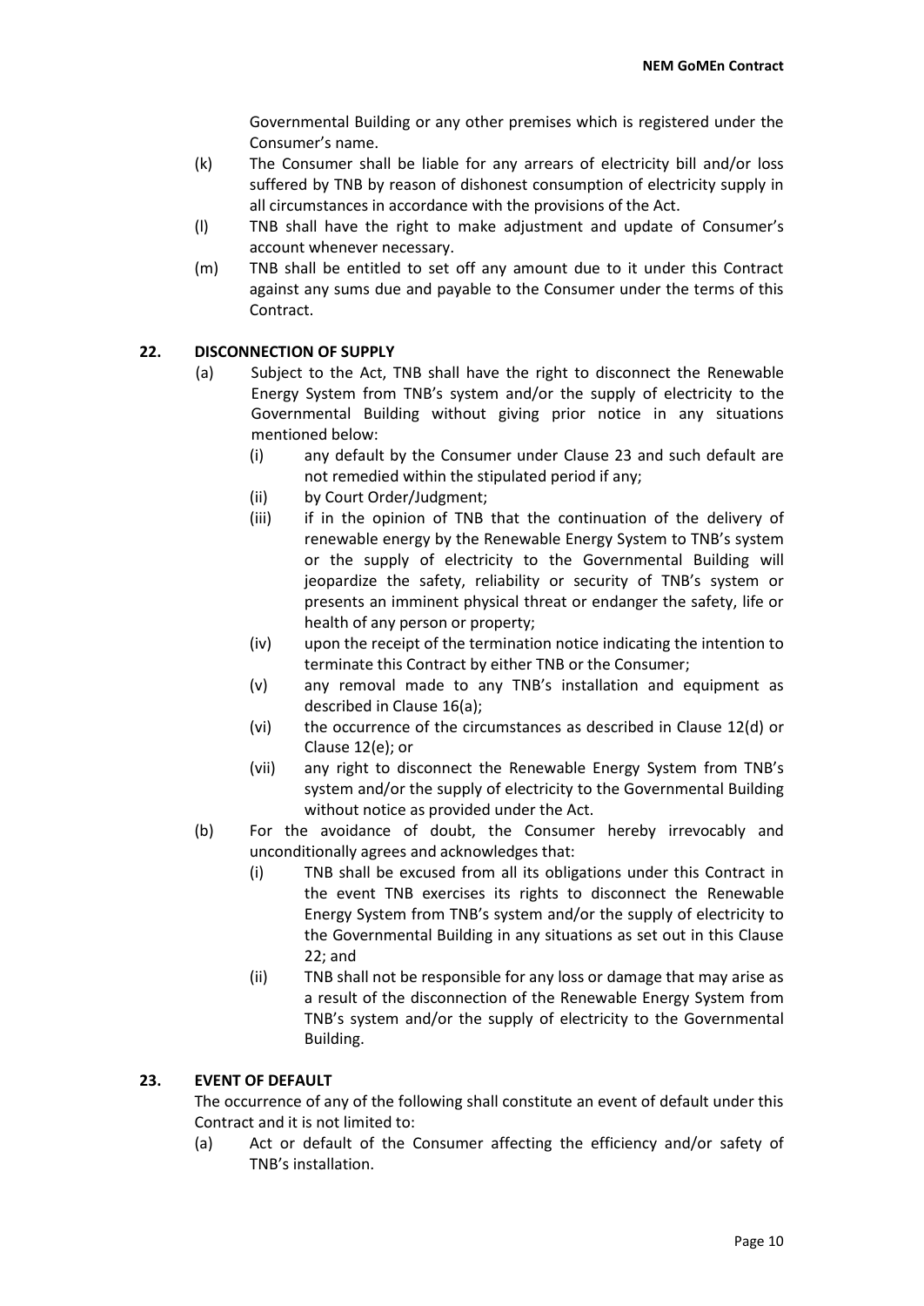Governmental Building or any other premises which is registered under the Consumer's name.

(k) The Consumer shall be liable for any arrears of electricity bill and/or loss suffered by TNB by reason of dishonest consumption of electricity supply in all circumstances in accordance with the provisions of the Act.

(l) TNB shall have the right to make adjustment and update of Consumer's account whenever necessary.

(m) TNB shall be entitled to set off any amount due to it under this Contract against any sums due and payable to the Consumer under the terms of this Contract.

## 22. DISCONNECTION OF SUPPLY

(a) Subject to the Act, TNB shall have the right to disconnect the Renewable Energy System from TNB's system and/or the supply of electricity to the Governmental Building without giving prior notice in any situations mentioned below:

   (i) any default by the Consumer under Clause 23 and such default are not remedied within the stipulated period if any;

   (ii) by Court Order/Judgment;

   (iii) if in the opinion of TNB that the continuation of the delivery of renewable energy by the Renewable Energy System to TNB's system or the supply of electricity to the Governmental Building will jeopardize the safety, reliability or security of TNB's system or presents an imminent physical threat or endanger the safety, life or health of any person or property;

   (iv) upon the receipt of the termination notice indicating the intention to terminate this Contract by either TNB or the Consumer;

   (v) any removal made to any TNB's installation and equipment as described in Clause 16(a);

   (vi) the occurrence of the circumstances as described in Clause 12(d) or Clause 12(e); or

   (vii) any right to disconnect the Renewable Energy System from TNB's system and/or the supply of electricity to the Governmental Building without notice as provided under the Act.

(b) For the avoidance of doubt, the Consumer hereby irrevocably and unconditionally agrees and acknowledges that:

   (i) TNB shall be excused from all its obligations under this Contract in the event TNB exercises its rights to disconnect the Renewable Energy System from TNB's system and/or the supply of electricity to the Governmental Building in any situations as set out in this Clause 22; and

   (ii) TNB shall not be responsible for any loss or damage that may arise as a result of the disconnection of the Renewable Energy System from TNB's system and/or the supply of electricity to the Governmental Building.

## 23. EVENT OF DEFAULT

The occurrence of any of the following shall constitute an event of default under this Contract and it is not limited to:

(a) Act or default of the Consumer affecting the efficiency and/or safety of TNB's installation.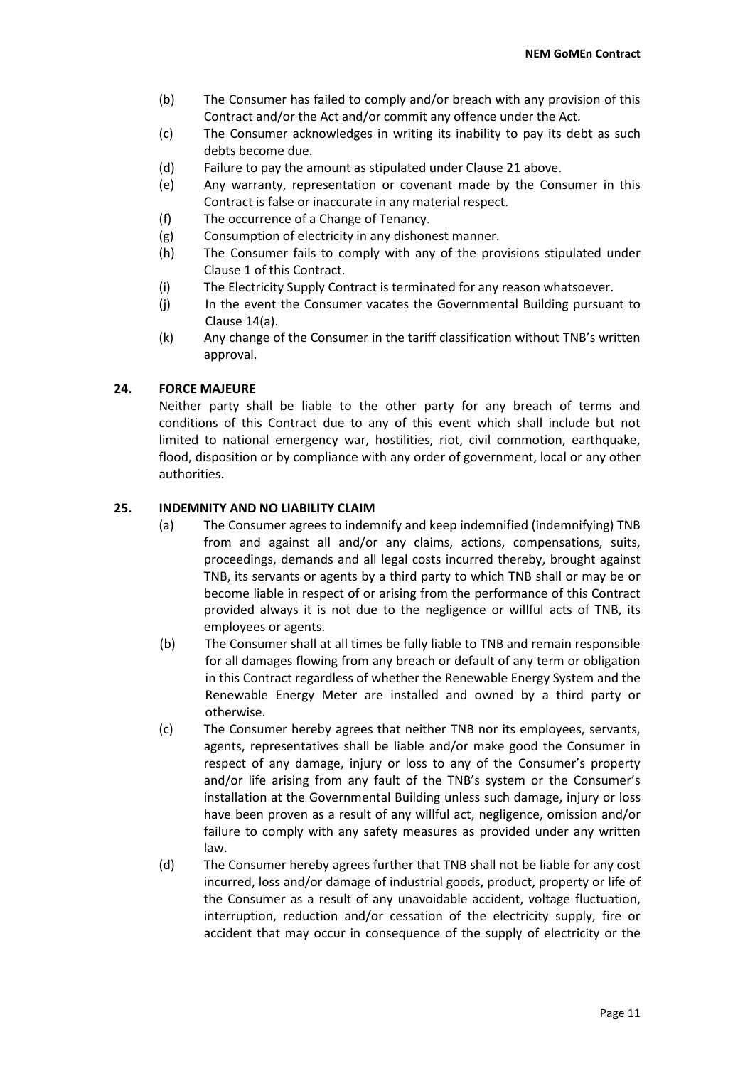(b) The Consumer has failed to comply and/or breach with any provision of this Contract and/or the Act and/or commit any offence under the Act.

(c) The Consumer acknowledges in writing its inability to pay its debt as such debts become due.

(d) Failure to pay the amount as stipulated under Clause 21 above.

(e) Any warranty, representation or covenant made by the Consumer in this Contract is false or inaccurate in any material respect.

(f) The occurrence of a Change of Tenancy.

(g) Consumption of electricity in any dishonest manner.

(h) The Consumer fails to comply with any of the provisions stipulated under Clause 1 of this Contract.

(i) The Electricity Supply Contract is terminated for any reason whatsoever.

(j) In the event the Consumer vacates the Governmental Building pursuant to Clause 14(a).

(k) Any change of the Consumer in the tariff classification without TNB's written approval.

## 24. FORCE MAJEURE

Neither party shall be liable to the other party for any breach of terms and conditions of this Contract due to any of this event which shall include but not limited to national emergency war, hostilities, riot, civil commotion, earthquake, flood, disposition or by compliance with any order of government, local or any other authorities.

## 25. INDEMNITY AND NO LIABILITY CLAIM

(a) The Consumer agrees to indemnify and keep indemnified (indemnifying) TNB from and against all and/or any claims, actions, compensations, suits, proceedings, demands and all legal costs incurred thereby, brought against TNB, its servants or agents by a third party to which TNB shall or may be or become liable in respect of or arising from the performance of this Contract provided always it is not due to the negligence or willful acts of TNB, its employees or agents.

(b) The Consumer shall at all times be fully liable to TNB and remain responsible for all damages flowing from any breach or default of any term or obligation in this Contract regardless of whether the Renewable Energy System and the Renewable Energy Meter are installed and owned by a third party or otherwise.

(c) The Consumer hereby agrees that neither TNB nor its employees, servants, agents, representatives shall be liable and/or make good the Consumer in respect of any damage, injury or loss to any of the Consumer's property and/or life arising from any fault of the TNB's system or the Consumer's installation at the Governmental Building unless such damage, injury or loss have been proven as a result of any willful act, negligence, omission and/or failure to comply with any safety measures as provided under any written law.

(d) The Consumer hereby agrees further that TNB shall not be liable for any cost incurred, loss and/or damage of industrial goods, product, property or life of the Consumer as a result of any unavoidable accident, voltage fluctuation, interruption, reduction and/or cessation of the electricity supply, fire or accident that may occur in consequence of the supply of electricity or the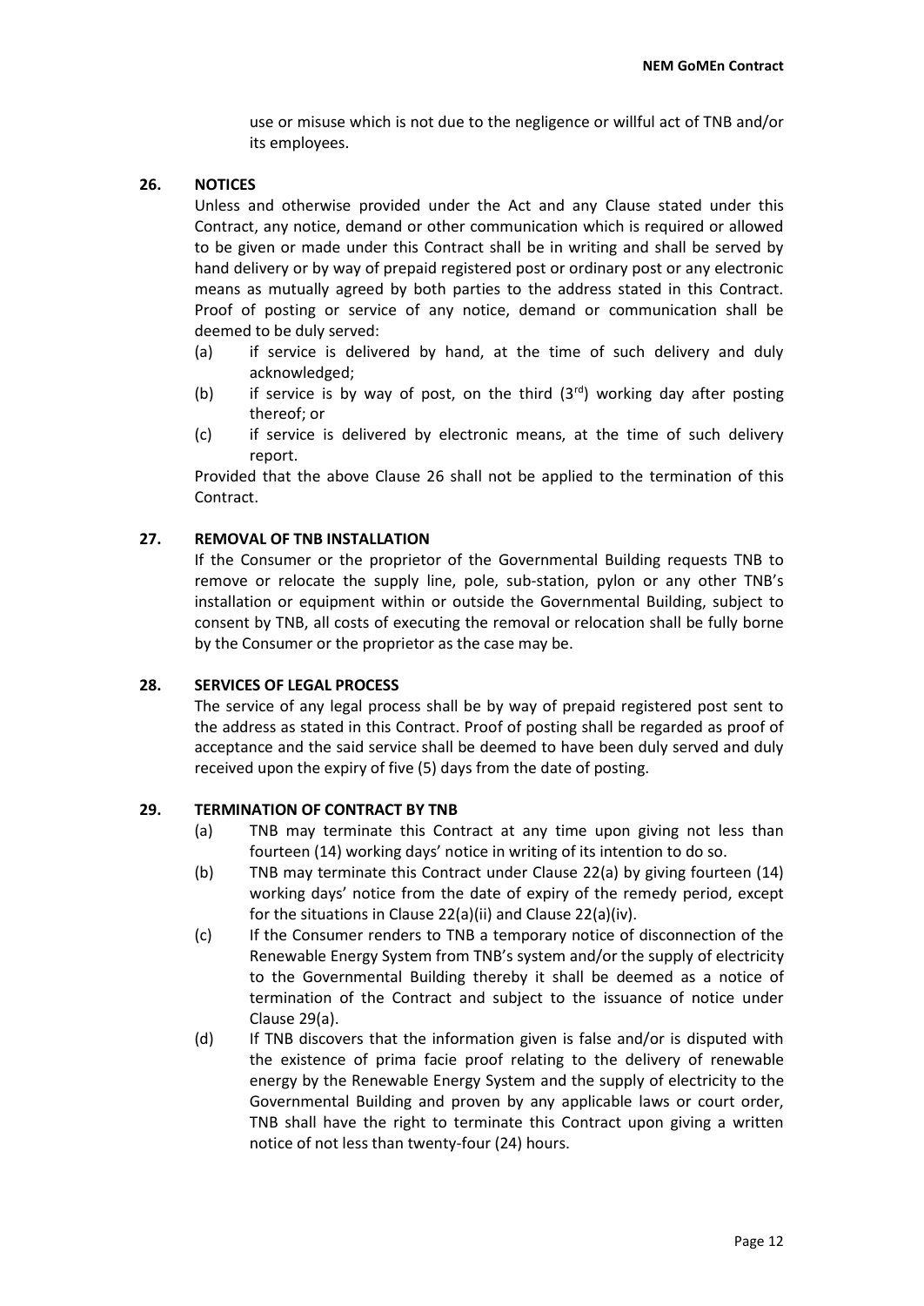use or misuse which is not due to the negligence or willful act of TNB and/or its employees.

## 26. NOTICES

Unless and otherwise provided under the Act and any Clause stated under this Contract, any notice, demand or other communication which is required or allowed to be given or made under this Contract shall be in writing and shall be served by hand delivery or by way of prepaid registered post or ordinary post or any electronic means as mutually agreed by both parties to the address stated in this Contract. Proof of posting or service of any notice, demand or communication shall be deemed to be duly served:

- (a) if service is delivered by hand, at the time of such delivery and duly acknowledged;
- (b) if service is by way of post, on the third (3rd) working day after posting thereof; or
- (c) if service is delivered by electronic means, at the time of such delivery report.

Provided that the above Clause 26 shall not be applied to the termination of this Contract.

## 27. REMOVAL OF TNB INSTALLATION

If the Consumer or the proprietor of the Governmental Building requests TNB to remove or relocate the supply line, pole, sub-station, pylon or any other TNB's installation or equipment within or outside the Governmental Building, subject to consent by TNB, all costs of executing the removal or relocation shall be fully borne by the Consumer or the proprietor as the case may be.

## 28. SERVICES OF LEGAL PROCESS

The service of any legal process shall be by way of prepaid registered post sent to the address as stated in this Contract. Proof of posting shall be regarded as proof of acceptance and the said service shall be deemed to have been duly served and duly received upon the expiry of five (5) days from the date of posting.

## 29. TERMINATION OF CONTRACT BY TNB

- (a) TNB may terminate this Contract at any time upon giving not less than fourteen (14) working days' notice in writing of its intention to do so.
- (b) TNB may terminate this Contract under Clause 22(a) by giving fourteen (14) working days' notice from the date of expiry of the remedy period, except for the situations in Clause 22(a)(ii) and Clause 22(a)(iv).
- (c) If the Consumer renders to TNB a temporary notice of disconnection of the Renewable Energy System from TNB's system and/or the supply of electricity to the Governmental Building thereby it shall be deemed as a notice of termination of the Contract and subject to the issuance of notice under Clause 29(a).
- (d) If TNB discovers that the information given is false and/or is disputed with the existence of prima facie proof relating to the delivery of renewable energy by the Renewable Energy System and the supply of electricity to the Governmental Building and proven by any applicable laws or court order, TNB shall have the right to terminate this Contract upon giving a written notice of not less than twenty-four (24) hours.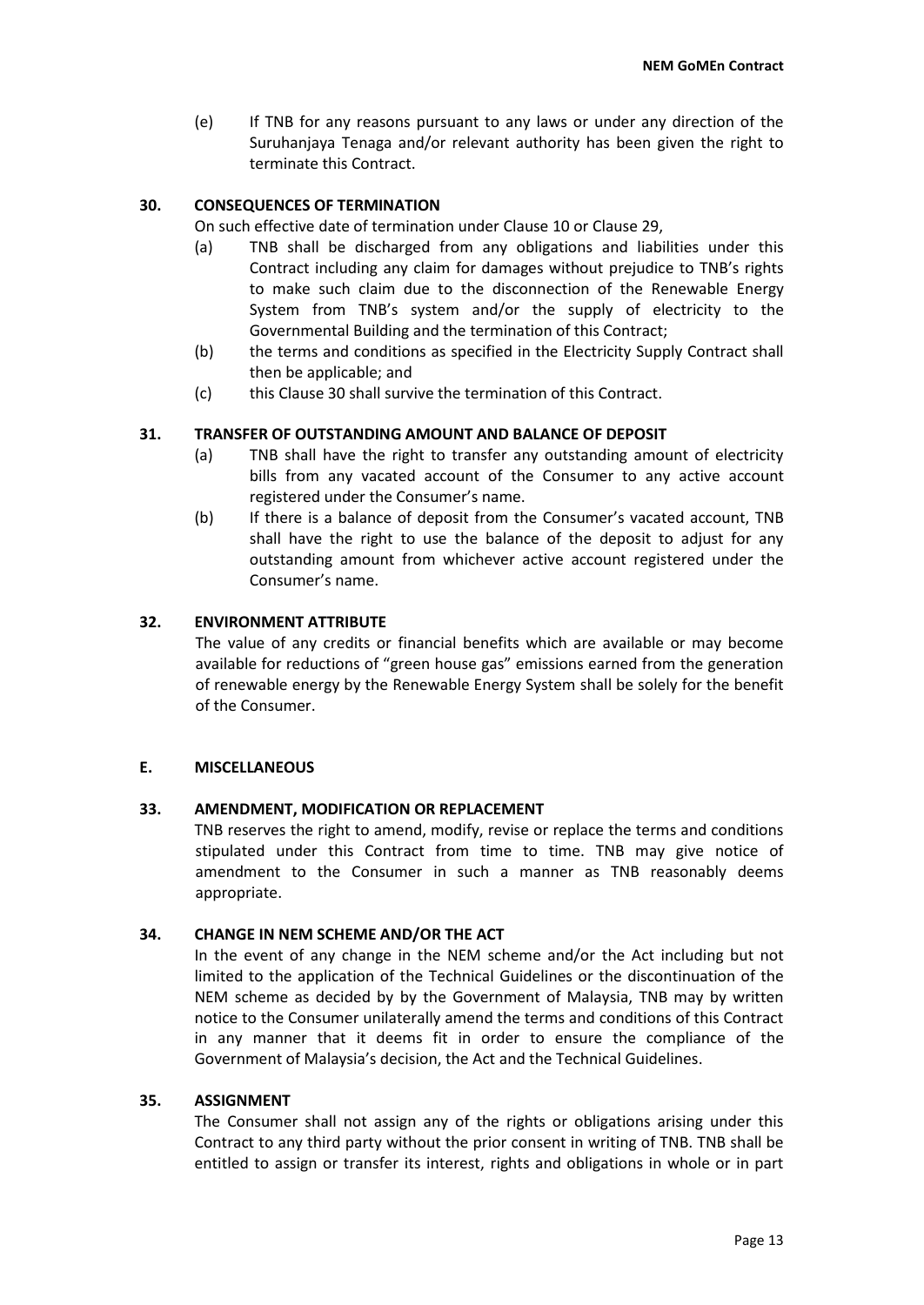(e) If TNB for any reasons pursuant to any laws or under any direction of the Suruhanjaya Tenaga and/or relevant authority has been given the right to terminate this Contract.

### 30. CONSEQUENCES OF TERMINATION

On such effective date of termination under Clause 10 or Clause 29,

(a) TNB shall be discharged from any obligations and liabilities under this Contract including any claim for damages without prejudice to TNB's rights to make such claim due to the disconnection of the Renewable Energy System from TNB's system and/or the supply of electricity to the Governmental Building and the termination of this Contract;

(b) the terms and conditions as specified in the Electricity Supply Contract shall then be applicable; and

(c) this Clause 30 shall survive the termination of this Contract.

### 31. TRANSFER OF OUTSTANDING AMOUNT AND BALANCE OF DEPOSIT

(a) TNB shall have the right to transfer any outstanding amount of electricity bills from any vacated account of the Consumer to any active account registered under the Consumer's name.

(b) If there is a balance of deposit from the Consumer's vacated account, TNB shall have the right to use the balance of the deposit to adjust for any outstanding amount from whichever active account registered under the Consumer's name.

### 32. ENVIRONMENT ATTRIBUTE

The value of any credits or financial benefits which are available or may become available for reductions of "green house gas" emissions earned from the generation of renewable energy by the Renewable Energy System shall be solely for the benefit of the Consumer.

## E. MISCELLANEOUS

### 33. AMENDMENT, MODIFICATION OR REPLACEMENT

TNB reserves the right to amend, modify, revise or replace the terms and conditions stipulated under this Contract from time to time. TNB may give notice of amendment to the Consumer in such a manner as TNB reasonably deems appropriate.

### 34. CHANGE IN NEM SCHEME AND/OR THE ACT

In the event of any change in the NEM scheme and/or the Act including but not limited to the application of the Technical Guidelines or the discontinuation of the NEM scheme as decided by by the Government of Malaysia, TNB may by written notice to the Consumer unilaterally amend the terms and conditions of this Contract in any manner that it deems fit in order to ensure the compliance of the Government of Malaysia's decision, the Act and the Technical Guidelines.

### 35. ASSIGNMENT

The Consumer shall not assign any of the rights or obligations arising under this Contract to any third party without the prior consent in writing of TNB. TNB shall be entitled to assign or transfer its interest, rights and obligations in whole or in part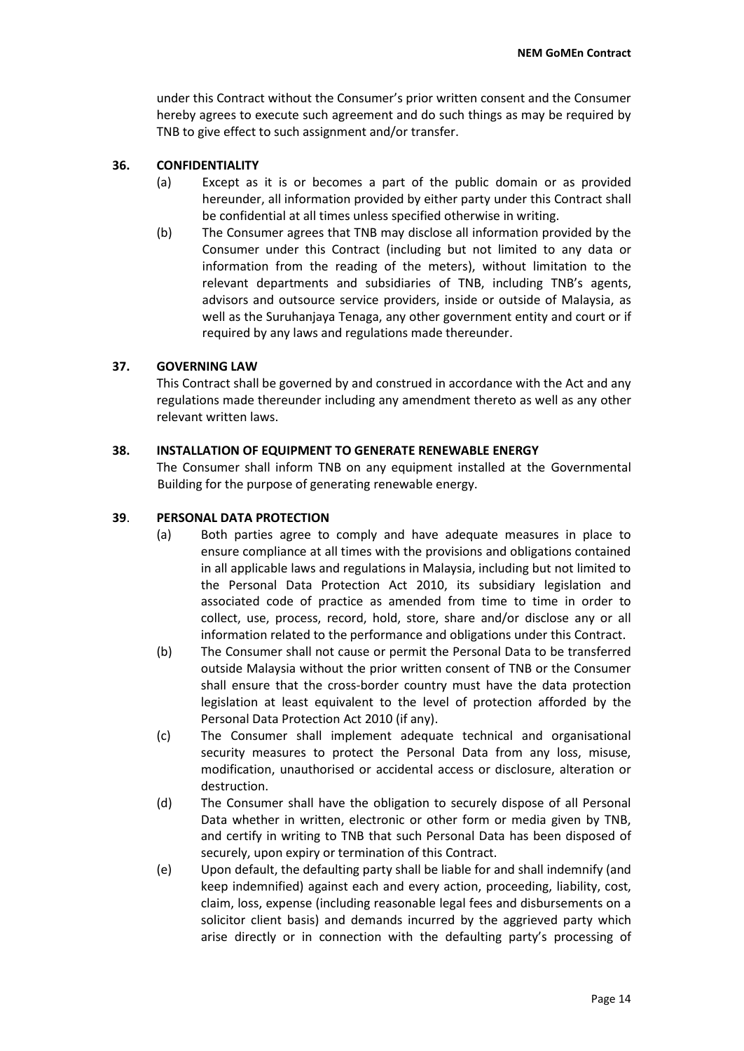under this Contract without the Consumer's prior written consent and the Consumer hereby agrees to execute such agreement and do such things as may be required by TNB to give effect to such assignment and/or transfer.

**36. CONFIDENTIALITY**

(a) Except as it is or becomes a part of the public domain or as provided hereunder, all information provided by either party under this Contract shall be confidential at all times unless specified otherwise in writing.

(b) The Consumer agrees that TNB may disclose all information provided by the Consumer under this Contract (including but not limited to any data or information from the reading of the meters), without limitation to the relevant departments and subsidiaries of TNB, including TNB's agents, advisors and outsource service providers, inside or outside of Malaysia, as well as the Suruhanjaya Tenaga, any other government entity and court or if required by any laws and regulations made thereunder.

**37. GOVERNING LAW**

This Contract shall be governed by and construed in accordance with the Act and any regulations made thereunder including any amendment thereto as well as any other relevant written laws.

**38. INSTALLATION OF EQUIPMENT TO GENERATE RENEWABLE ENERGY**

The Consumer shall inform TNB on any equipment installed at the Governmental Building for the purpose of generating renewable energy.

**39. PERSONAL DATA PROTECTION**

(a) Both parties agree to comply and have adequate measures in place to ensure compliance at all times with the provisions and obligations contained in all applicable laws and regulations in Malaysia, including but not limited to the Personal Data Protection Act 2010, its subsidiary legislation and associated code of practice as amended from time to time in order to collect, use, process, record, hold, store, share and/or disclose any or all information related to the performance and obligations under this Contract.

(b) The Consumer shall not cause or permit the Personal Data to be transferred outside Malaysia without the prior written consent of TNB or the Consumer shall ensure that the cross-border country must have the data protection legislation at least equivalent to the level of protection afforded by the Personal Data Protection Act 2010 (if any).

(c) The Consumer shall implement adequate technical and organisational security measures to protect the Personal Data from any loss, misuse, modification, unauthorised or accidental access or disclosure, alteration or destruction.

(d) The Consumer shall have the obligation to securely dispose of all Personal Data whether in written, electronic or other form or media given by TNB, and certify in writing to TNB that such Personal Data has been disposed of securely, upon expiry or termination of this Contract.

(e) Upon default, the defaulting party shall be liable for and shall indemnify (and keep indemnified) against each and every action, proceeding, liability, cost, claim, loss, expense (including reasonable legal fees and disbursements on a solicitor client basis) and demands incurred by the aggrieved party which arise directly or in connection with the defaulting party's processing of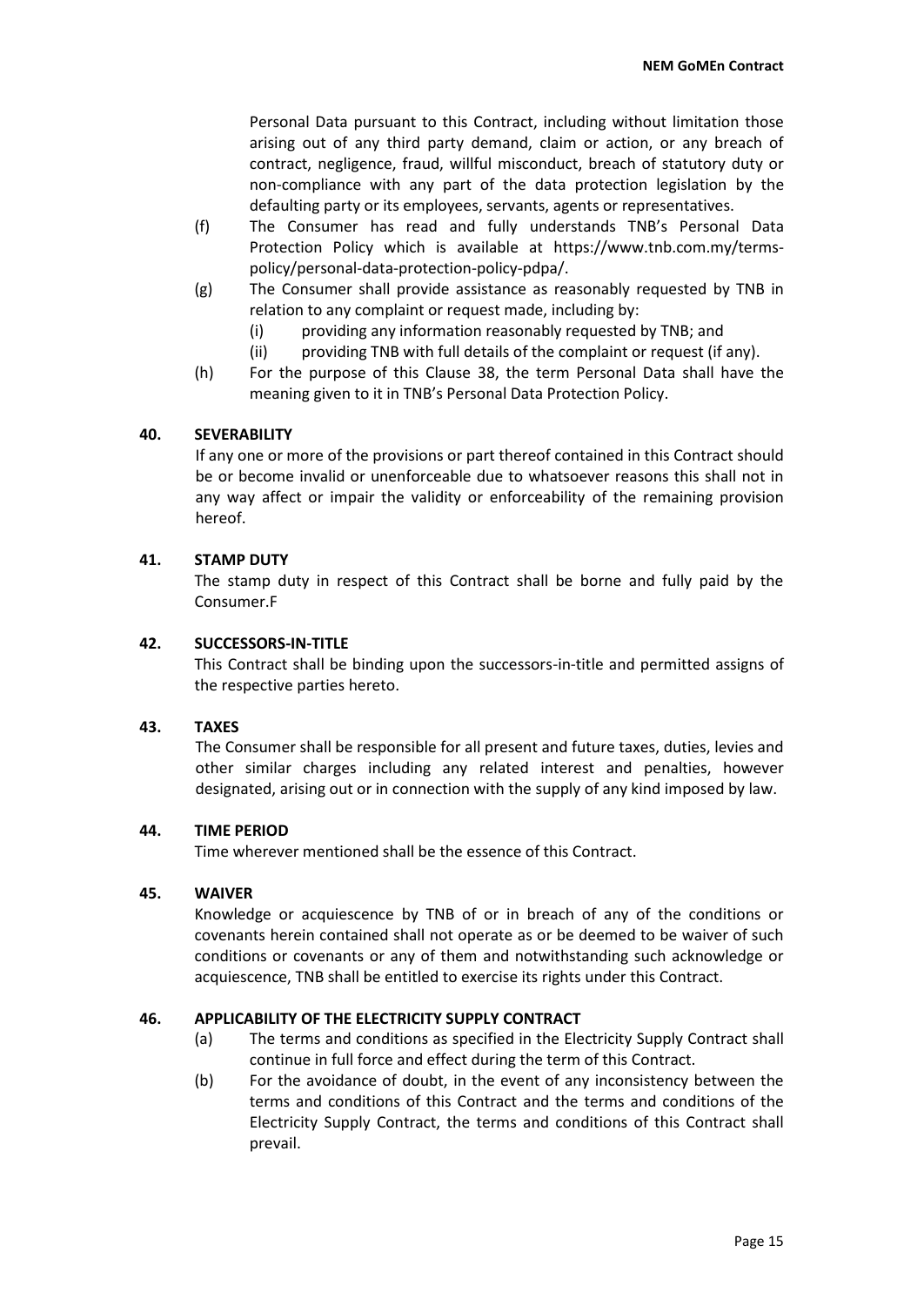Personal Data pursuant to this Contract, including without limitation those arising out of any third party demand, claim or action, or any breach of contract, negligence, fraud, willful misconduct, breach of statutory duty or non-compliance with any part of the data protection legislation by the defaulting party or its employees, servants, agents or representatives.

(f) The Consumer has read and fully understands TNB's Personal Data Protection Policy which is available at https://www.tnb.com.my/terms-policy/personal-data-protection-policy-pdpa/.

(g) The Consumer shall provide assistance as reasonably requested by TNB in relation to any complaint or request made, including by:

   (i) providing any information reasonably requested by TNB; and

   (ii) providing TNB with full details of the complaint or request (if any).

(h) For the purpose of this Clause 38, the term Personal Data shall have the meaning given to it in TNB's Personal Data Protection Policy.

**40. SEVERABILITY**

If any one or more of the provisions or part thereof contained in this Contract should be or become invalid or unenforceable due to whatsoever reasons this shall not in any way affect or impair the validity or enforceability of the remaining provision hereof.

**41. STAMP DUTY**

The stamp duty in respect of this Contract shall be borne and fully paid by the Consumer.F

**42. SUCCESSORS-IN-TITLE**

This Contract shall be binding upon the successors-in-title and permitted assigns of the respective parties hereto.

**43. TAXES**

The Consumer shall be responsible for all present and future taxes, duties, levies and other similar charges including any related interest and penalties, however designated, arising out or in connection with the supply of any kind imposed by law.

**44. TIME PERIOD**

Time wherever mentioned shall be the essence of this Contract.

**45. WAIVER**

Knowledge or acquiescence by TNB of or in breach of any of the conditions or covenants herein contained shall not operate as or be deemed to be waiver of such conditions or covenants or any of them and notwithstanding such acknowledge or acquiescence, TNB shall be entitled to exercise its rights under this Contract.

**46. APPLICABILITY OF THE ELECTRICITY SUPPLY CONTRACT**

(a) The terms and conditions as specified in the Electricity Supply Contract shall continue in full force and effect during the term of this Contract.

(b) For the avoidance of doubt, in the event of any inconsistency between the terms and conditions of this Contract and the terms and conditions of the Electricity Supply Contract, the terms and conditions of this Contract shall prevail.